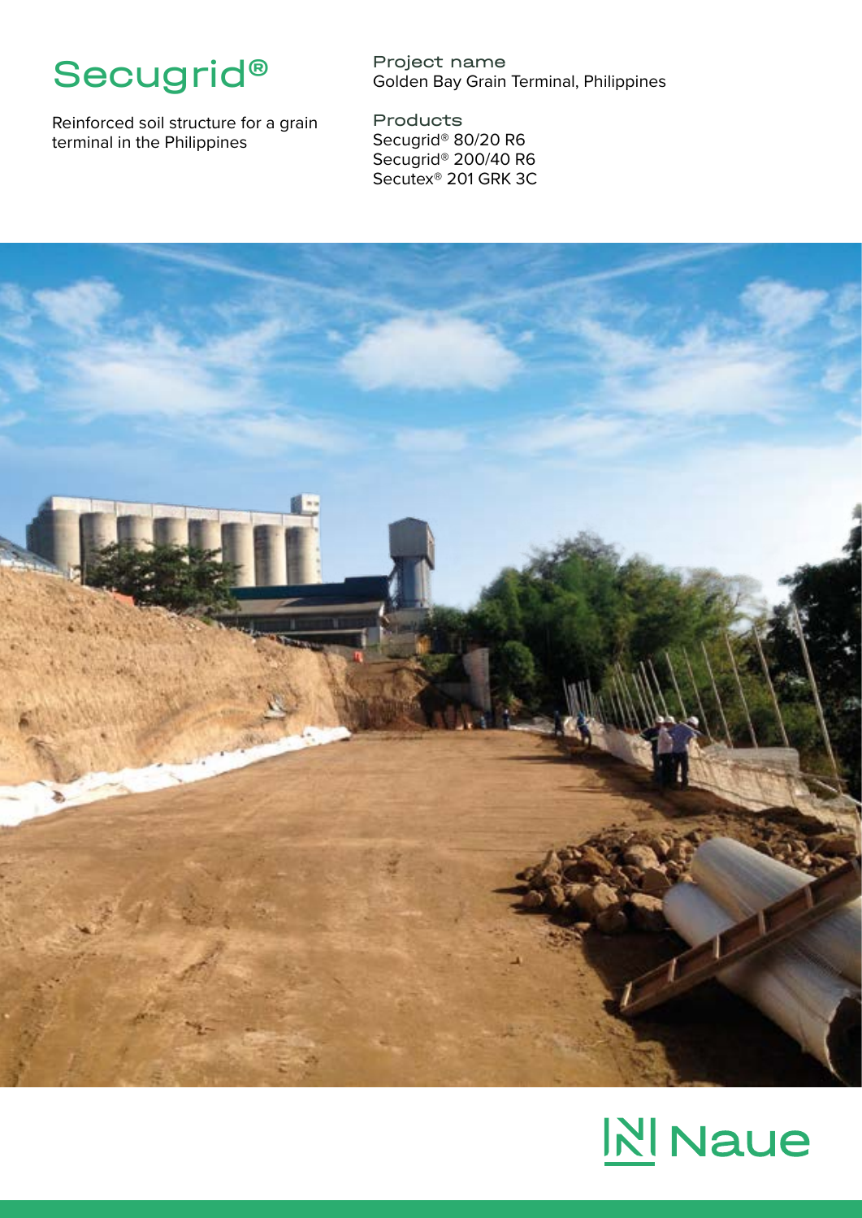# Secugrid®

Reinforced soil structure for a grain terminal in the Philippines

**Project name**
Golden Bay Grain Terminal, Philippines

**Products**
Secugrid® 80/20 R6
Secugrid® 200/40 R6
Secutex® 201 GRK 3C

Naue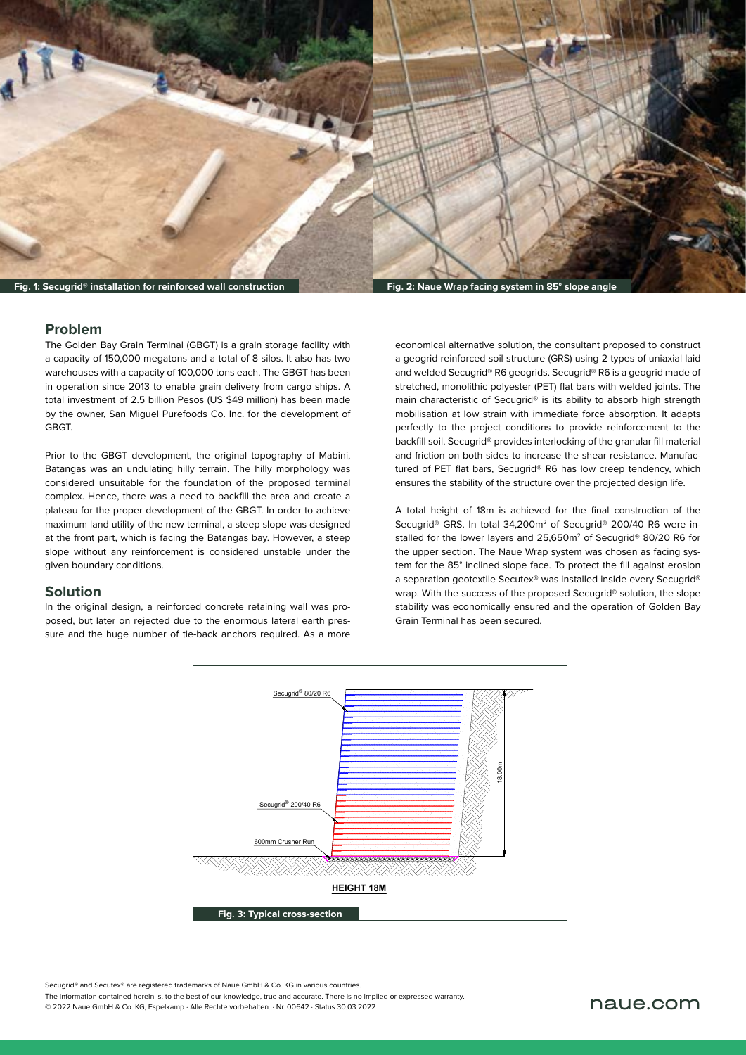Fig. 1: Secugrid® installation for reinforced wall construction

Fig. 2: Naue Wrap facing system in 85° slope angle

## Problem

The Golden Bay Grain Terminal (GBGT) is a grain storage facility with a capacity of 150,000 megatons and a total of 8 silos. It also has two warehouses with a capacity of 100,000 tons each. The GBGT has been in operation since 2013 to enable grain delivery from cargo ships. A total investment of 2.5 billion Pesos (US $49 million) has been made by the owner, San Miguel Purefoods Co. Inc. for the development of GBGT.

Prior to the GBGT development, the original topography of Mabini, Batangas was an undulating hilly terrain. The hilly morphology was considered unsuitable for the foundation of the proposed terminal complex. Hence, there was a need to backfill the area and create a plateau for the proper development of the GBGT. In order to achieve maximum land utility of the new terminal, a steep slope was designed at the front part, which is facing the Batangas bay. However, a steep slope without any reinforcement is considered unstable under the given boundary conditions.

## Solution

In the original design, a reinforced concrete retaining wall was proposed, but later on rejected due to the enormous lateral earth pressure and the huge number of tie-back anchors required. As a more economical alternative solution, the consultant proposed to construct a geogrid reinforced soil structure (GRS) using 2 types of uniaxial laid and welded Secugrid® R6 geogrids. Secugrid® R6 is a geogrid made of stretched, monolithic polyester (PET) flat bars with welded joints. The main characteristic of Secugrid® is its ability to absorb high strength mobilisation at low strain with immediate force absorption. It adapts perfectly to the project conditions to provide reinforcement to the backfill soil. Secugrid® provides interlocking of the granular fill material and friction on both sides to increase the shear resistance. Manufactured of PET flat bars, Secugrid® R6 has low creep tendency, which ensures the stability of the structure over the projected design life.

A total height of 18m is achieved for the final construction of the Secugrid® GRS. In total 34,200m² of Secugrid® 200/40 R6 were installed for the lower layers and 25,650m² of Secugrid® 80/20 R6 for the upper section. The Naue Wrap system was chosen as facing system for the 85° inclined slope face. To protect the fill against erosion a separation geotextile Secutex® was installed inside every Secugrid® wrap. With the success of the proposed Secugrid® solution, the slope stability was economically ensured and the operation of Golden Bay Grain Terminal has been secured.

Secugrid® 80/20 R6

Secugrid® 200/40 R6

600mm Crusher Run

18.00m

HEIGHT 18M

Fig. 3: Typical cross-section

Secugrid® and Secutex® are registered trademarks of Naue GmbH & Co. KG in various countries.
The information contained herein is, to the best of our knowledge, true and accurate. There is no implied or expressed warranty.
© 2022 Naue GmbH & Co. KG, Espelkamp · Alle Rechte vorbehalten. · Nr. 00642 · Status 30.03.2022

naue.com